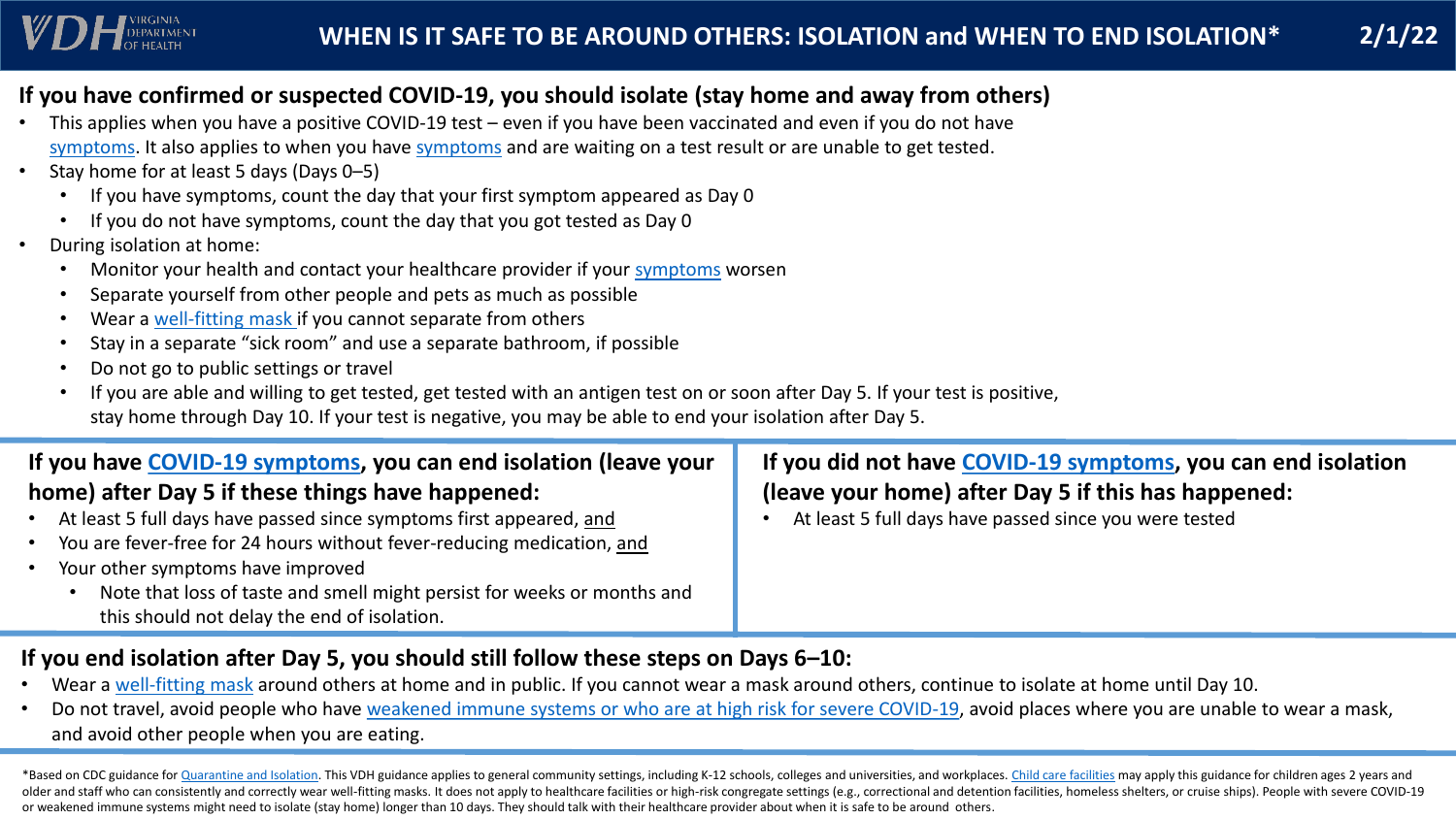# WHEN IS IT SAFE TO BE AROUND OTHERS: ISOLATION and WHEN TO END ISOLATION*

2/1/22

## If you have confirmed or suspected COVID-19, you should isolate (stay home and away from others)

- This applies when you have a positive COVID-19 test – even if you have been vaccinated and even if you do not have symptoms. It also applies to when you have symptoms and are waiting on a test result or are unable to get tested.
- Stay home for at least 5 days (Days 0–5)
  - If you have symptoms, count the day that your first symptom appeared as Day 0
  - If you do not have symptoms, count the day that you got tested as Day 0
- During isolation at home:
  - Monitor your health and contact your healthcare provider if your symptoms worsen
  - Separate yourself from other people and pets as much as possible
  - Wear a well-fitting mask if you cannot separate from others
  - Stay in a separate "sick room" and use a separate bathroom, if possible
  - Do not go to public settings or travel
  - If you are able and willing to get tested, get tested with an antigen test on or soon after Day 5. If your test is positive, stay home through Day 10. If your test is negative, you may be able to end your isolation after Day 5.

### If you have COVID-19 symptoms, you can end isolation (leave your home) after Day 5 if these things have happened:

- At least 5 full days have passed since symptoms first appeared, and
- You are fever-free for 24 hours without fever-reducing medication, and
- Your other symptoms have improved
  - Note that loss of taste and smell might persist for weeks or months and this should not delay the end of isolation.

### If you did not have COVID-19 symptoms, you can end isolation (leave your home) after Day 5 if this has happened:

- At least 5 full days have passed since you were tested

## If you end isolation after Day 5, you should still follow these steps on Days 6–10:

- Wear a well-fitting mask around others at home and in public. If you cannot wear a mask around others, continue to isolate at home until Day 10.
- Do not travel, avoid people who have weakened immune systems or who are at high risk for severe COVID-19, avoid places where you are unable to wear a mask, and avoid other people when you are eating.

*Based on CDC guidance for Quarantine and Isolation. This VDH guidance applies to general community settings, including K-12 schools, colleges and universities, and workplaces. Child care facilities may apply this guidance for children ages 2 years and older and staff who can consistently and correctly wear well-fitting masks. It does not apply to healthcare facilities or high-risk congregate settings (e.g., correctional and detention facilities, homeless shelters, or cruise ships). People with severe COVID-19 or weakened immune systems might need to isolate (stay home) longer than 10 days. They should talk with their healthcare provider about when it is safe to be around others.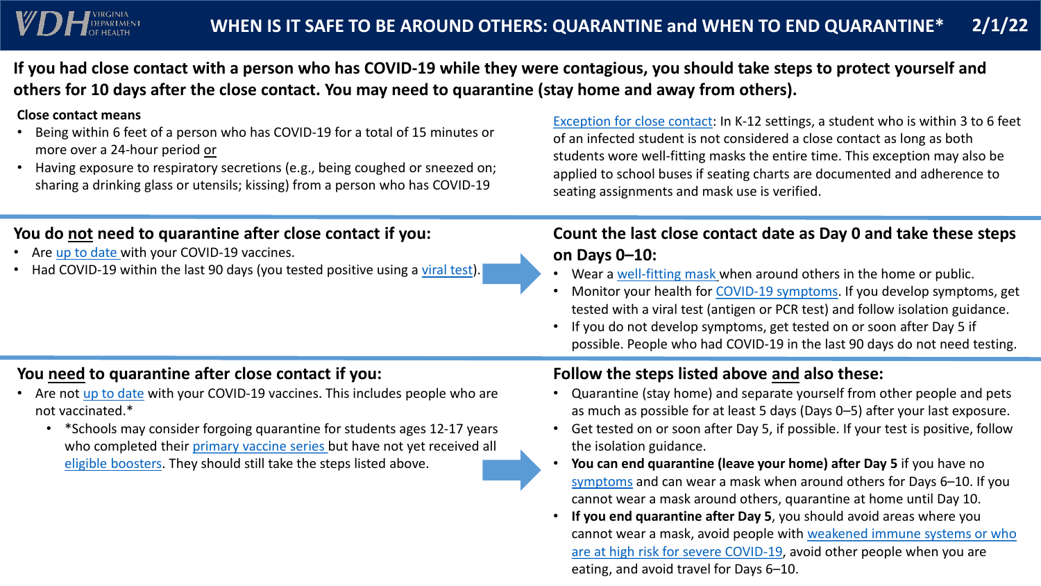# WHEN IS IT SAFE TO BE AROUND OTHERS: QUARANTINE and WHEN TO END QUARANTINE* 2/1/22

**If you had close contact with a person who has COVID-19 while they were contagious, you should take steps to protect yourself and others for 10 days after the close contact. You may need to quarantine (stay home and away from others).**

**Close contact means**

- Being within 6 feet of a person who has COVID-19 for a total of 15 minutes or more over a 24-hour period or
- Having exposure to respiratory secretions (e.g., being coughed or sneezed on; sharing a drinking glass or utensils; kissing) from a person who has COVID-19

Exception for close contact: In K-12 settings, a student who is within 3 to 6 feet of an infected student is not considered a close contact as long as both students wore well-fitting masks the entire time. This exception may also be applied to school buses if seating charts are documented and adherence to seating assignments and mask use is verified.

## You do not need to quarantine after close contact if you:

- Are up to date with your COVID-19 vaccines.
- Had COVID-19 within the last 90 days (you tested positive using a viral test).

## Count the last close contact date as Day 0 and take these steps on Days 0–10:

- Wear a well-fitting mask when around others in the home or public.
- Monitor your health for COVID-19 symptoms. If you develop symptoms, get tested with a viral test (antigen or PCR test) and follow isolation guidance.
- If you do not develop symptoms, get tested on or soon after Day 5 if possible. People who had COVID-19 in the last 90 days do not need testing.

## You need to quarantine after close contact if you:

- Are not up to date with your COVID-19 vaccines. This includes people who are not vaccinated.*
  - *Schools may consider forgoing quarantine for students ages 12-17 years who completed their primary vaccine series but have not yet received all eligible boosters. They should still take the steps listed above.

## Follow the steps listed above and also these:

- Quarantine (stay home) and separate yourself from other people and pets as much as possible for at least 5 days (Days 0–5) after your last exposure.
- Get tested on or soon after Day 5, if possible. If your test is positive, follow the isolation guidance.
- **You can end quarantine (leave your home) after Day 5** if you have no symptoms and can wear a mask when around others for Days 6–10. If you cannot wear a mask around others, quarantine at home until Day 10.
- **If you end quarantine after Day 5**, you should avoid areas where you cannot wear a mask, avoid people with weakened immune systems or who are at high risk for severe COVID-19, avoid other people when you are eating, and avoid travel for Days 6–10.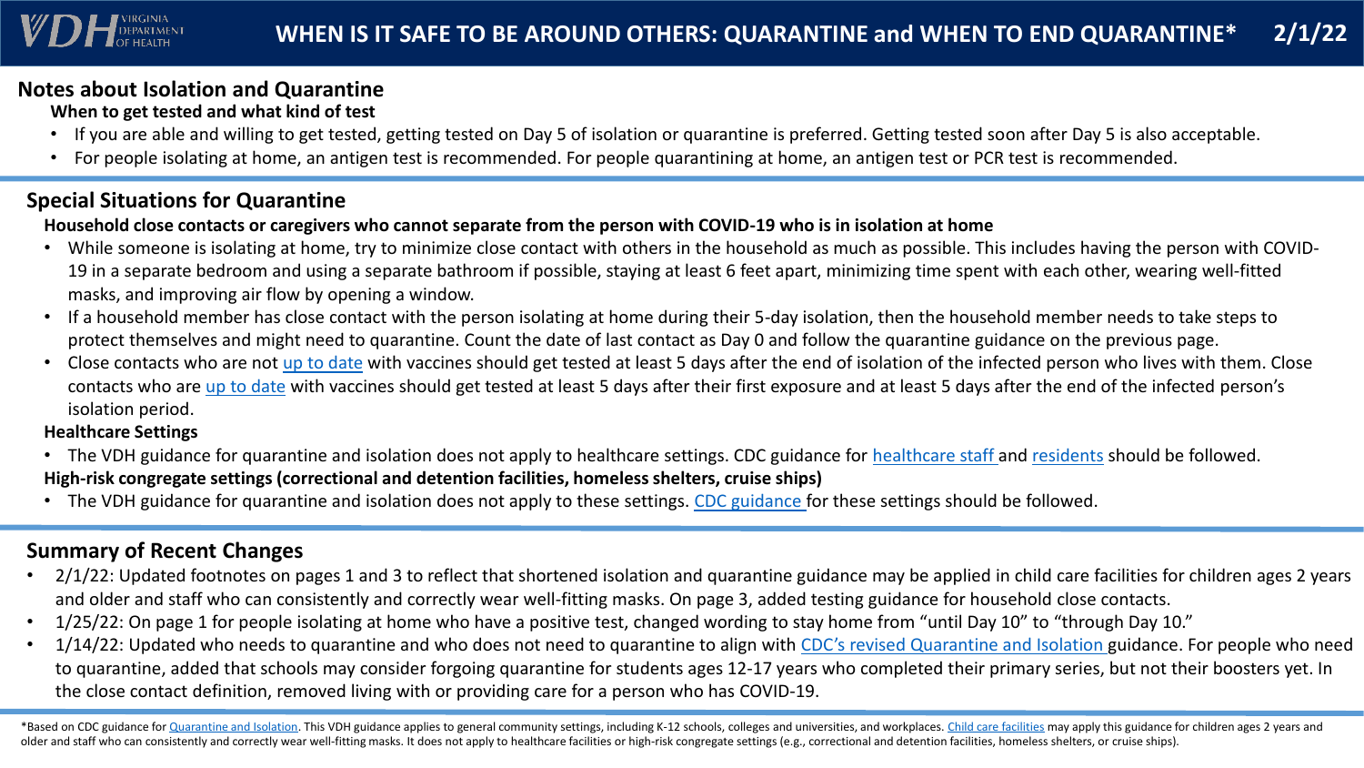# WHEN IS IT SAFE TO BE AROUND OTHERS: QUARANTINE and WHEN TO END QUARANTINE*

2/1/22

## Notes about Isolation and Quarantine

**When to get tested and what kind of test**

- If you are able and willing to get tested, getting tested on Day 5 of isolation or quarantine is preferred. Getting tested soon after Day 5 is also acceptable.
- For people isolating at home, an antigen test is recommended. For people quarantining at home, an antigen test or PCR test is recommended.

## Special Situations for Quarantine

**Household close contacts or caregivers who cannot separate from the person with COVID-19 who is in isolation at home**

- While someone is isolating at home, try to minimize close contact with others in the household as much as possible. This includes having the person with COVID-19 in a separate bedroom and using a separate bathroom if possible, staying at least 6 feet apart, minimizing time spent with each other, wearing well-fitted masks, and improving air flow by opening a window.
- If a household member has close contact with the person isolating at home during their 5-day isolation, then the household member needs to take steps to protect themselves and might need to quarantine. Count the date of last contact as Day 0 and follow the quarantine guidance on the previous page.
- Close contacts who are not up to date with vaccines should get tested at least 5 days after the end of isolation of the infected person who lives with them. Close contacts who are up to date with vaccines should get tested at least 5 days after their first exposure and at least 5 days after the end of the infected person's isolation period.

**Healthcare Settings**

- The VDH guidance for quarantine and isolation does not apply to healthcare settings. CDC guidance for healthcare staff and residents should be followed.

**High-risk congregate settings (correctional and detention facilities, homeless shelters, cruise ships)**

- The VDH guidance for quarantine and isolation does not apply to these settings. CDC guidance for these settings should be followed.

## Summary of Recent Changes

- 2/1/22: Updated footnotes on pages 1 and 3 to reflect that shortened isolation and quarantine guidance may be applied in child care facilities for children ages 2 years and older and staff who can consistently and correctly wear well-fitting masks. On page 3, added testing guidance for household close contacts.
- 1/25/22: On page 1 for people isolating at home who have a positive test, changed wording to stay home from "until Day 10" to "through Day 10."
- 1/14/22: Updated who needs to quarantine and who does not need to quarantine to align with CDC's revised Quarantine and Isolation guidance. For people who need to quarantine, added that schools may consider forgoing quarantine for students ages 12-17 years who completed their primary series, but not their boosters yet. In the close contact definition, removed living with or providing care for a person who has COVID-19.

*Based on CDC guidance for Quarantine and Isolation. This VDH guidance applies to general community settings, including K-12 schools, colleges and universities, and workplaces. Child care facilities may apply this guidance for children ages 2 years and older and staff who can consistently and correctly wear well-fitting masks. It does not apply to healthcare facilities or high-risk congregate settings (e.g., correctional and detention facilities, homeless shelters, or cruise ships).